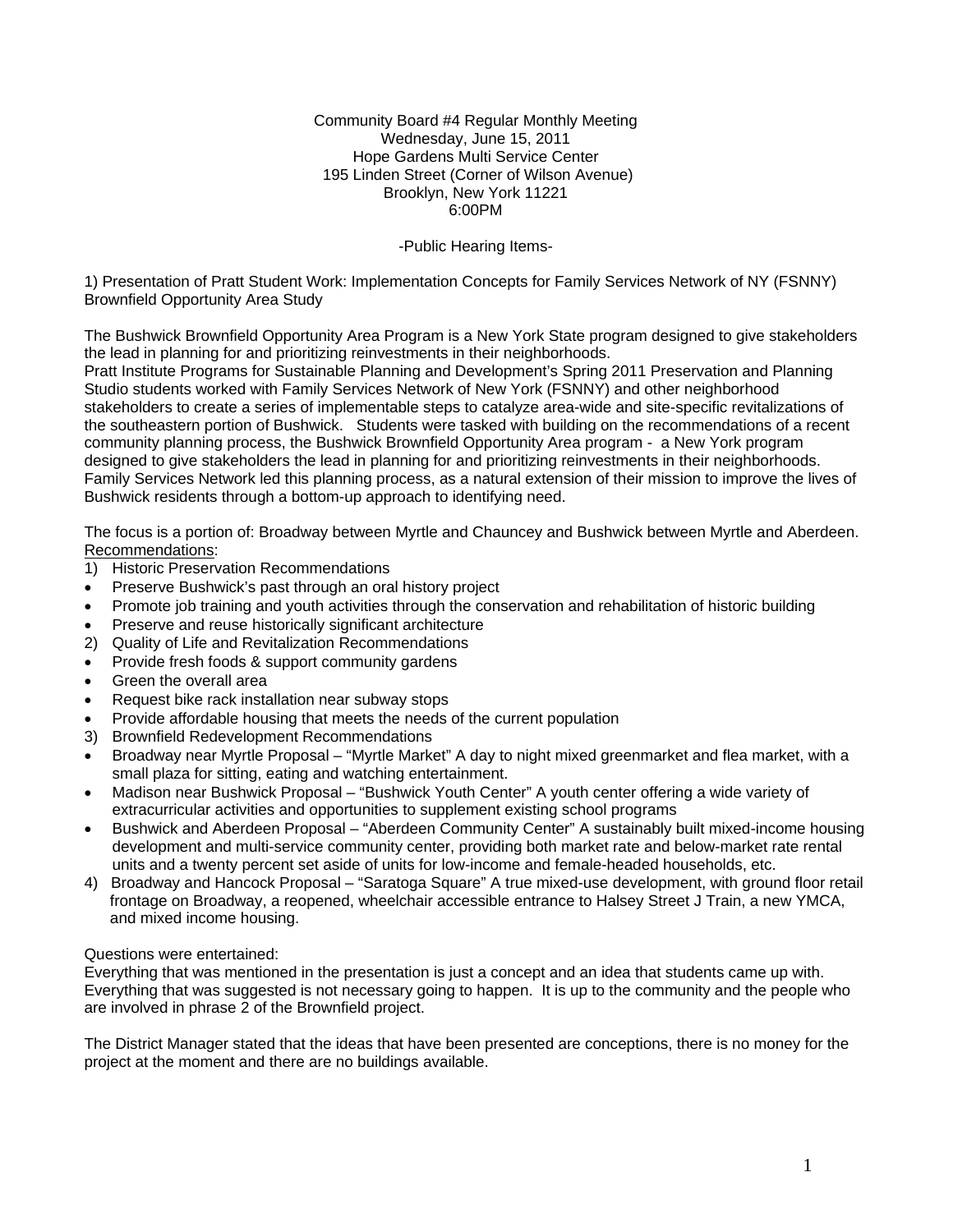Community Board #4 Regular Monthly Meeting
Wednesday, June 15, 2011
Hope Gardens Multi Service Center
195 Linden Street (Corner of Wilson Avenue)
Brooklyn, New York 11221
6:00PM

-Public Hearing Items-

1) Presentation of Pratt Student Work: Implementation Concepts for Family Services Network of NY (FSNNY) Brownfield Opportunity Area Study

The Bushwick Brownfield Opportunity Area Program is a New York State program designed to give stakeholders the lead in planning for and prioritizing reinvestments in their neighborhoods.
Pratt Institute Programs for Sustainable Planning and Development's Spring 2011 Preservation and Planning Studio students worked with Family Services Network of New York (FSNNY) and other neighborhood stakeholders to create a series of implementable steps to catalyze area-wide and site-specific revitalizations of the southeastern portion of Bushwick. Students were tasked with building on the recommendations of a recent community planning process, the Bushwick Brownfield Opportunity Area program - a New York program designed to give stakeholders the lead in planning for and prioritizing reinvestments in their neighborhoods. Family Services Network led this planning process, as a natural extension of their mission to improve the lives of Bushwick residents through a bottom-up approach to identifying need.

The focus is a portion of: Broadway between Myrtle and Chauncey and Bushwick between Myrtle and Aberdeen.
Recommendations:

1) Historic Preservation Recommendations
- Preserve Bushwick's past through an oral history project
- Promote job training and youth activities through the conservation and rehabilitation of historic building
- Preserve and reuse historically significant architecture

2) Quality of Life and Revitalization Recommendations
- Provide fresh foods & support community gardens
- Green the overall area
- Request bike rack installation near subway stops
- Provide affordable housing that meets the needs of the current population

3) Brownfield Redevelopment Recommendations
- Broadway near Myrtle Proposal – "Myrtle Market" A day to night mixed greenmarket and flea market, with a small plaza for sitting, eating and watching entertainment.
- Madison near Bushwick Proposal – "Bushwick Youth Center" A youth center offering a wide variety of extracurricular activities and opportunities to supplement existing school programs
- Bushwick and Aberdeen Proposal – "Aberdeen Community Center" A sustainably built mixed-income housing development and multi-service community center, providing both market rate and below-market rate rental units and a twenty percent set aside of units for low-income and female-headed households, etc.

4) Broadway and Hancock Proposal – "Saratoga Square" A true mixed-use development, with ground floor retail frontage on Broadway, a reopened, wheelchair accessible entrance to Halsey Street J Train, a new YMCA, and mixed income housing.

Questions were entertained:
Everything that was mentioned in the presentation is just a concept and an idea that students came up with. Everything that was suggested is not necessary going to happen. It is up to the community and the people who are involved in phrase 2 of the Brownfield project.

The District Manager stated that the ideas that have been presented are conceptions, there is no money for the project at the moment and there are no buildings available.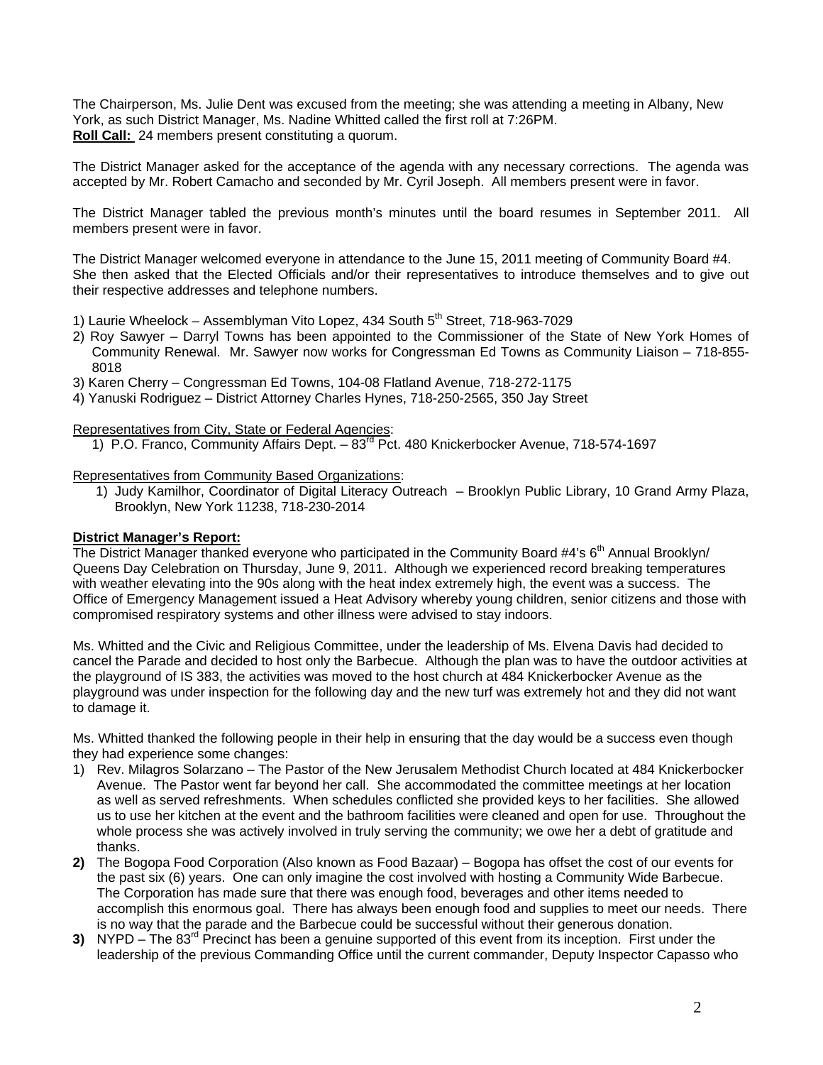The Chairperson, Ms. Julie Dent was excused from the meeting; she was attending a meeting in Albany, New York, as such District Manager, Ms. Nadine Whitted called the first roll at 7:26PM.
**Roll Call:** 24 members present constituting a quorum.

The District Manager asked for the acceptance of the agenda with any necessary corrections. The agenda was accepted by Mr. Robert Camacho and seconded by Mr. Cyril Joseph. All members present were in favor.

The District Manager tabled the previous month's minutes until the board resumes in September 2011. All members present were in favor.

The District Manager welcomed everyone in attendance to the June 15, 2011 meeting of Community Board #4. She then asked that the Elected Officials and/or their representatives to introduce themselves and to give out their respective addresses and telephone numbers.

1) Laurie Wheelock – Assemblyman Vito Lopez, 434 South 5th Street, 718-963-7029
2) Roy Sawyer – Darryl Towns has been appointed to the Commissioner of the State of New York Homes of Community Renewal. Mr. Sawyer now works for Congressman Ed Towns as Community Liaison – 718-855-8018
3) Karen Cherry – Congressman Ed Towns, 104-08 Flatland Avenue, 718-272-1175
4) Yanuski Rodriguez – District Attorney Charles Hynes, 718-250-2565, 350 Jay Street

Representatives from City, State or Federal Agencies:

1) P.O. Franco, Community Affairs Dept. – 83rd Pct. 480 Knickerbocker Avenue, 718-574-1697

Representatives from Community Based Organizations:

1) Judy Kamilhor, Coordinator of Digital Literacy Outreach – Brooklyn Public Library, 10 Grand Army Plaza, Brooklyn, New York 11238, 718-230-2014

**District Manager's Report:**

The District Manager thanked everyone who participated in the Community Board #4's 6th Annual Brooklyn/ Queens Day Celebration on Thursday, June 9, 2011. Although we experienced record breaking temperatures with weather elevating into the 90s along with the heat index extremely high, the event was a success. The Office of Emergency Management issued a Heat Advisory whereby young children, senior citizens and those with compromised respiratory systems and other illness were advised to stay indoors.

Ms. Whitted and the Civic and Religious Committee, under the leadership of Ms. Elvena Davis had decided to cancel the Parade and decided to host only the Barbecue. Although the plan was to have the outdoor activities at the playground of IS 383, the activities was moved to the host church at 484 Knickerbocker Avenue as the playground was under inspection for the following day and the new turf was extremely hot and they did not want to damage it.

Ms. Whitted thanked the following people in their help in ensuring that the day would be a success even though they had experience some changes:

1) Rev. Milagros Solarzano – The Pastor of the New Jerusalem Methodist Church located at 484 Knickerbocker Avenue. The Pastor went far beyond her call. She accommodated the committee meetings at her location as well as served refreshments. When schedules conflicted she provided keys to her facilities. She allowed us to use her kitchen at the event and the bathroom facilities were cleaned and open for use. Throughout the whole process she was actively involved in truly serving the community; we owe her a debt of gratitude and thanks.
2) The Bogopa Food Corporation (Also known as Food Bazaar) – Bogopa has offset the cost of our events for the past six (6) years. One can only imagine the cost involved with hosting a Community Wide Barbecue. The Corporation has made sure that there was enough food, beverages and other items needed to accomplish this enormous goal. There has always been enough food and supplies to meet our needs. There is no way that the parade and the Barbecue could be successful without their generous donation.
3) NYPD – The 83rd Precinct has been a genuine supported of this event from its inception. First under the leadership of the previous Commanding Office until the current commander, Deputy Inspector Capasso who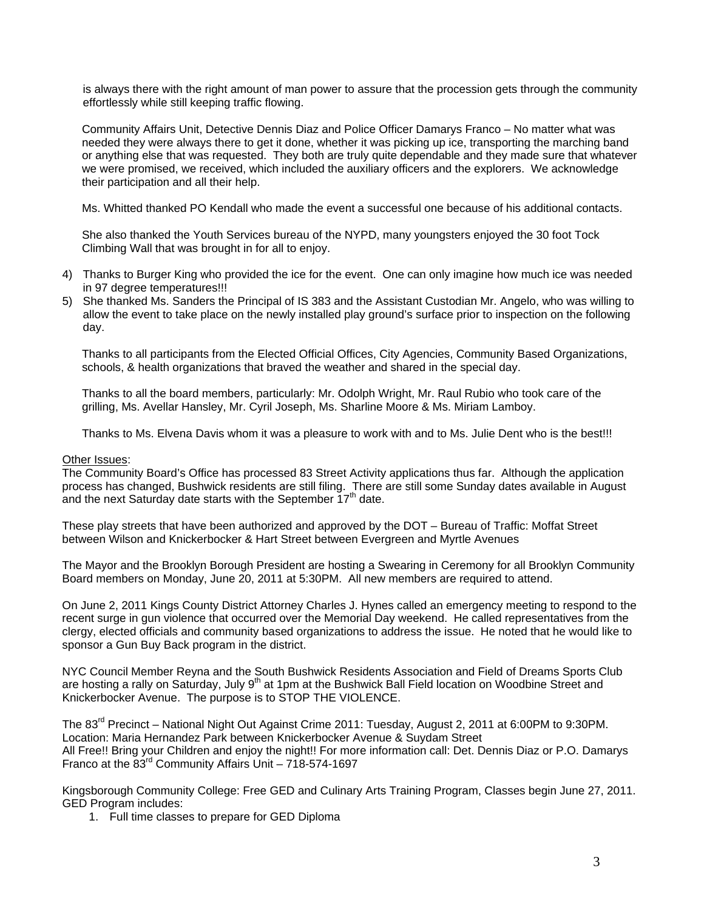is always there with the right amount of man power to assure that the procession gets through the community effortlessly while still keeping traffic flowing.

Community Affairs Unit, Detective Dennis Diaz and Police Officer Damarys Franco – No matter what was needed they were always there to get it done, whether it was picking up ice, transporting the marching band or anything else that was requested. They both are truly quite dependable and they made sure that whatever we were promised, we received, which included the auxiliary officers and the explorers. We acknowledge their participation and all their help.

Ms. Whitted thanked PO Kendall who made the event a successful one because of his additional contacts.

She also thanked the Youth Services bureau of the NYPD, many youngsters enjoyed the 30 foot Tock Climbing Wall that was brought in for all to enjoy.

4) Thanks to Burger King who provided the ice for the event. One can only imagine how much ice was needed in 97 degree temperatures!!!
5) She thanked Ms. Sanders the Principal of IS 383 and the Assistant Custodian Mr. Angelo, who was willing to allow the event to take place on the newly installed play ground's surface prior to inspection on the following day.

Thanks to all participants from the Elected Official Offices, City Agencies, Community Based Organizations, schools, & health organizations that braved the weather and shared in the special day.

Thanks to all the board members, particularly: Mr. Odolph Wright, Mr. Raul Rubio who took care of the grilling, Ms. Avellar Hansley, Mr. Cyril Joseph, Ms. Sharline Moore & Ms. Miriam Lamboy.

Thanks to Ms. Elvena Davis whom it was a pleasure to work with and to Ms. Julie Dent who is the best!!!

Other Issues:

The Community Board's Office has processed 83 Street Activity applications thus far. Although the application process has changed, Bushwick residents are still filing. There are still some Sunday dates available in August and the next Saturday date starts with the September 17th date.

These play streets that have been authorized and approved by the DOT – Bureau of Traffic: Moffat Street between Wilson and Knickerbocker & Hart Street between Evergreen and Myrtle Avenues

The Mayor and the Brooklyn Borough President are hosting a Swearing in Ceremony for all Brooklyn Community Board members on Monday, June 20, 2011 at 5:30PM. All new members are required to attend.

On June 2, 2011 Kings County District Attorney Charles J. Hynes called an emergency meeting to respond to the recent surge in gun violence that occurred over the Memorial Day weekend. He called representatives from the clergy, elected officials and community based organizations to address the issue. He noted that he would like to sponsor a Gun Buy Back program in the district.

NYC Council Member Reyna and the South Bushwick Residents Association and Field of Dreams Sports Club are hosting a rally on Saturday, July 9th at 1pm at the Bushwick Ball Field location on Woodbine Street and Knickerbocker Avenue. The purpose is to STOP THE VIOLENCE.

The 83rd Precinct – National Night Out Against Crime 2011: Tuesday, August 2, 2011 at 6:00PM to 9:30PM.
Location: Maria Hernandez Park between Knickerbocker Avenue & Suydam Street
All Free!! Bring your Children and enjoy the night!! For more information call: Det. Dennis Diaz or P.O. Damarys Franco at the 83rd Community Affairs Unit – 718-574-1697

Kingsborough Community College: Free GED and Culinary Arts Training Program, Classes begin June 27, 2011.
GED Program includes:

1. Full time classes to prepare for GED Diploma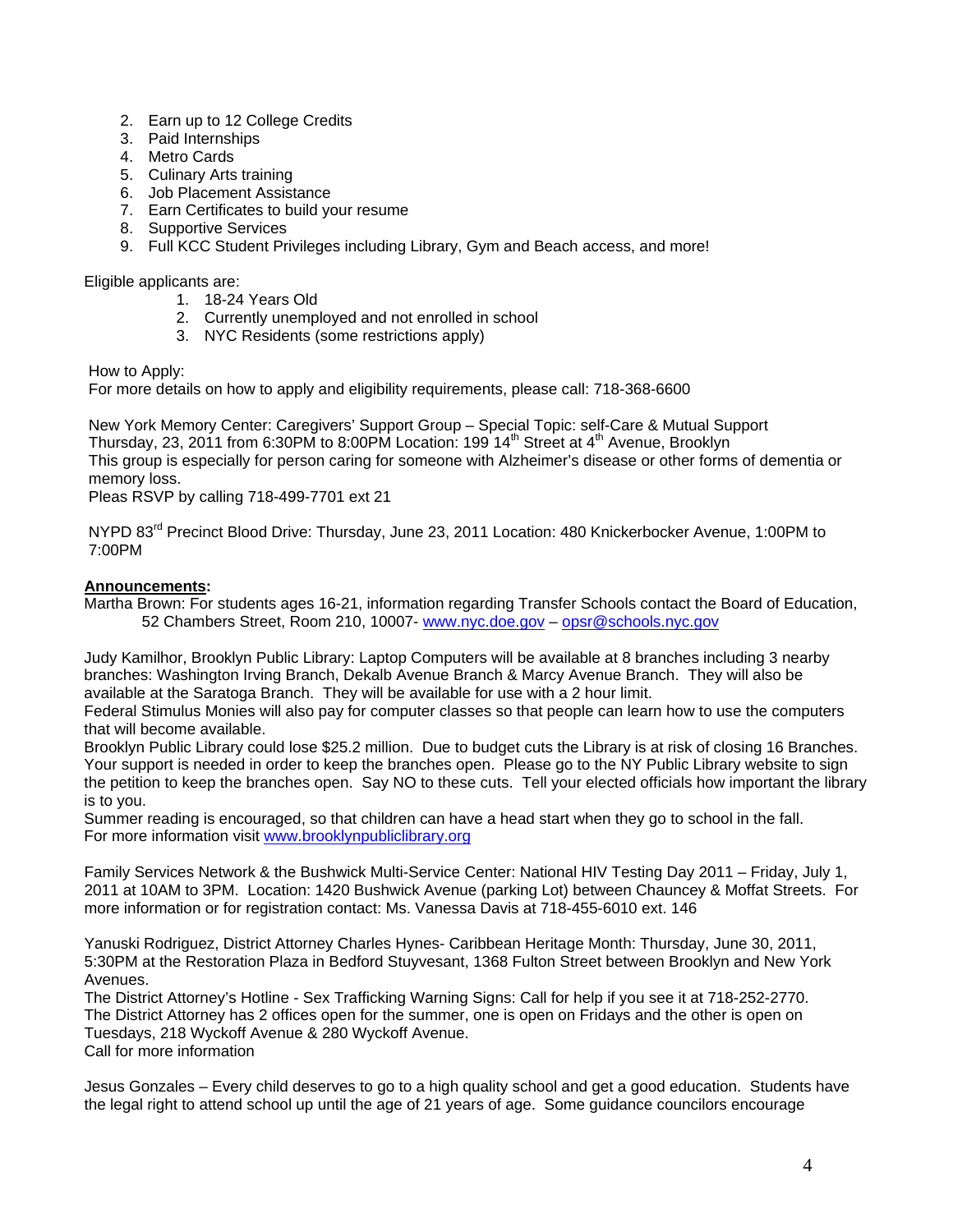2. Earn up to 12 College Credits
3. Paid Internships
4. Metro Cards
5. Culinary Arts training
6. Job Placement Assistance
7. Earn Certificates to build your resume
8. Supportive Services
9. Full KCC Student Privileges including Library, Gym and Beach access, and more!

Eligible applicants are:

1. 18-24 Years Old
2. Currently unemployed and not enrolled in school
3. NYC Residents (some restrictions apply)

How to Apply:
For more details on how to apply and eligibility requirements, please call: 718-368-6600

New York Memory Center: Caregivers' Support Group – Special Topic: self-Care & Mutual Support
Thursday, 23, 2011 from 6:30PM to 8:00PM Location: 199 14th Street at 4th Avenue, Brooklyn
This group is especially for person caring for someone with Alzheimer's disease or other forms of dementia or memory loss.
Pleas RSVP by calling 718-499-7701 ext 21

NYPD 83rd Precinct Blood Drive: Thursday, June 23, 2011 Location: 480 Knickerbocker Avenue, 1:00PM to 7:00PM

**Announcements:**
Martha Brown: For students ages 16-21, information regarding Transfer Schools contact the Board of Education, 52 Chambers Street, Room 210, 10007- www.nyc.doe.gov – opsr@schools.nyc.gov

Judy Kamilhor, Brooklyn Public Library: Laptop Computers will be available at 8 branches including 3 nearby branches: Washington Irving Branch, Dekalb Avenue Branch & Marcy Avenue Branch. They will also be available at the Saratoga Branch. They will be available for use with a 2 hour limit.
Federal Stimulus Monies will also pay for computer classes so that people can learn how to use the computers that will become available.
Brooklyn Public Library could lose $25.2 million. Due to budget cuts the Library is at risk of closing 16 Branches. Your support is needed in order to keep the branches open. Please go to the NY Public Library website to sign the petition to keep the branches open. Say NO to these cuts. Tell your elected officials how important the library is to you.
Summer reading is encouraged, so that children can have a head start when they go to school in the fall.
For more information visit www.brooklynpubliclibrary.org

Family Services Network & the Bushwick Multi-Service Center: National HIV Testing Day 2011 – Friday, July 1, 2011 at 10AM to 3PM. Location: 1420 Bushwick Avenue (parking Lot) between Chauncey & Moffat Streets. For more information or for registration contact: Ms. Vanessa Davis at 718-455-6010 ext. 146

Yanuski Rodriguez, District Attorney Charles Hynes- Caribbean Heritage Month: Thursday, June 30, 2011, 5:30PM at the Restoration Plaza in Bedford Stuyvesant, 1368 Fulton Street between Brooklyn and New York Avenues.
The District Attorney's Hotline - Sex Trafficking Warning Signs: Call for help if you see it at 718-252-2770.
The District Attorney has 2 offices open for the summer, one is open on Fridays and the other is open on Tuesdays, 218 Wyckoff Avenue & 280 Wyckoff Avenue.
Call for more information

Jesus Gonzales – Every child deserves to go to a high quality school and get a good education. Students have the legal right to attend school up until the age of 21 years of age. Some guidance councilors encourage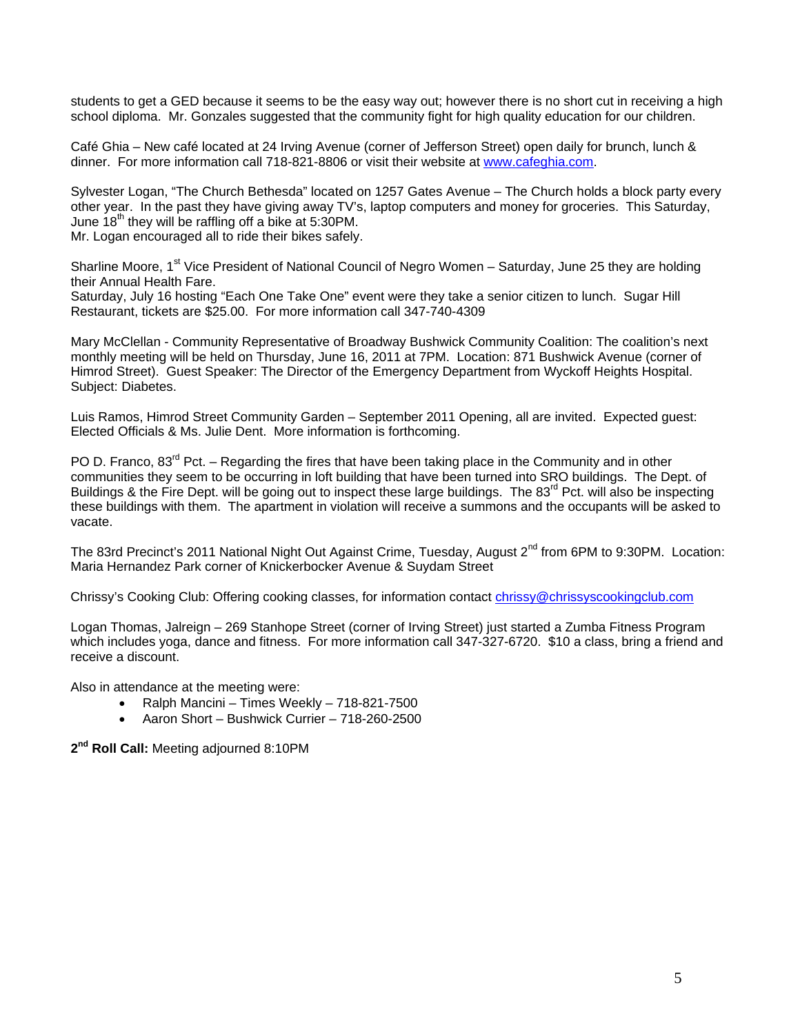students to get a GED because it seems to be the easy way out; however there is no short cut in receiving a high school diploma. Mr. Gonzales suggested that the community fight for high quality education for our children.

Café Ghia – New café located at 24 Irving Avenue (corner of Jefferson Street) open daily for brunch, lunch & dinner. For more information call 718-821-8806 or visit their website at www.cafeghia.com.

Sylvester Logan, "The Church Bethesda" located on 1257 Gates Avenue – The Church holds a block party every other year. In the past they have giving away TV's, laptop computers and money for groceries. This Saturday, June 18th they will be raffling off a bike at 5:30PM.
Mr. Logan encouraged all to ride their bikes safely.

Sharline Moore, 1st Vice President of National Council of Negro Women – Saturday, June 25 they are holding their Annual Health Fare.
Saturday, July 16 hosting "Each One Take One" event were they take a senior citizen to lunch. Sugar Hill Restaurant, tickets are $25.00. For more information call 347-740-4309

Mary McClellan - Community Representative of Broadway Bushwick Community Coalition: The coalition's next monthly meeting will be held on Thursday, June 16, 2011 at 7PM. Location: 871 Bushwick Avenue (corner of Himrod Street). Guest Speaker: The Director of the Emergency Department from Wyckoff Heights Hospital. Subject: Diabetes.

Luis Ramos, Himrod Street Community Garden – September 2011 Opening, all are invited. Expected guest: Elected Officials & Ms. Julie Dent. More information is forthcoming.

PO D. Franco, 83rd Pct. – Regarding the fires that have been taking place in the Community and in other communities they seem to be occurring in loft building that have been turned into SRO buildings. The Dept. of Buildings & the Fire Dept. will be going out to inspect these large buildings. The 83rd Pct. will also be inspecting these buildings with them. The apartment in violation will receive a summons and the occupants will be asked to vacate.

The 83rd Precinct's 2011 National Night Out Against Crime, Tuesday, August 2nd from 6PM to 9:30PM. Location: Maria Hernandez Park corner of Knickerbocker Avenue & Suydam Street

Chrissy's Cooking Club: Offering cooking classes, for information contact chrissy@chrissyscookingclub.com

Logan Thomas, Jalreign – 269 Stanhope Street (corner of Irving Street) just started a Zumba Fitness Program which includes yoga, dance and fitness. For more information call 347-327-6720. $10 a class, bring a friend and receive a discount.

Also in attendance at the meeting were:

- Ralph Mancini – Times Weekly – 718-821-7500
- Aaron Short – Bushwick Currier – 718-260-2500

**2nd Roll Call:** Meeting adjourned 8:10PM